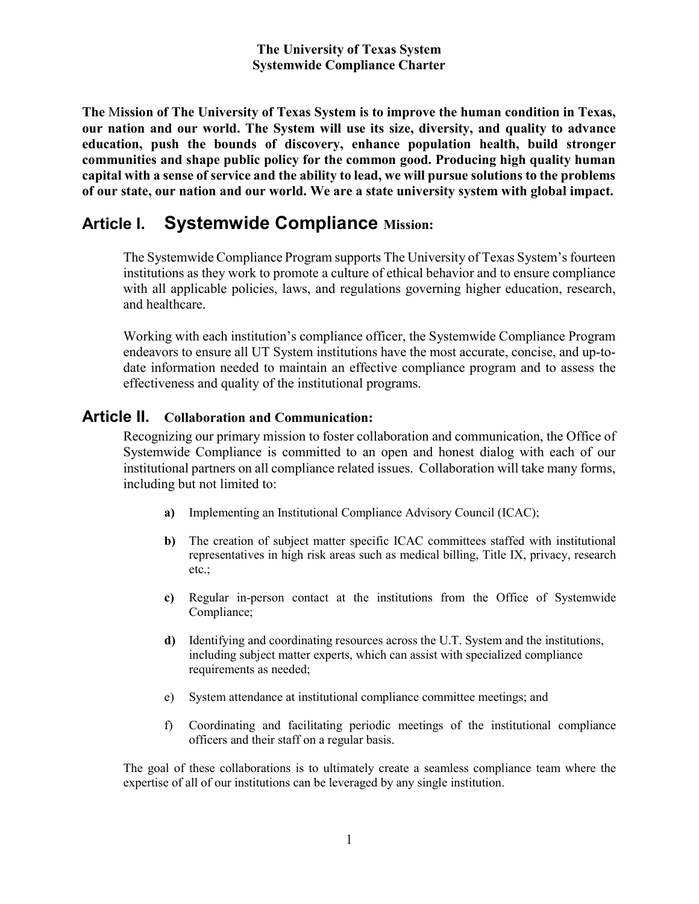# The University of Texas System
# Systemwide Compliance Charter

**The Mission of The University of Texas System is to improve the human condition in Texas, our nation and our world. The System will use its size, diversity, and quality to advance education, push the bounds of discovery, enhance population health, build stronger communities and shape public policy for the common good. Producing high quality human capital with a sense of service and the ability to lead, we will pursue solutions to the problems of our state, our nation and our world. We are a state university system with global impact.**

## Article I. Systemwide Compliance Mission:

The Systemwide Compliance Program supports The University of Texas System's fourteen institutions as they work to promote a culture of ethical behavior and to ensure compliance with all applicable policies, laws, and regulations governing higher education, research, and healthcare.

Working with each institution's compliance officer, the Systemwide Compliance Program endeavors to ensure all UT System institutions have the most accurate, concise, and up-to-date information needed to maintain an effective compliance program and to assess the effectiveness and quality of the institutional programs.

## Article II. Collaboration and Communication:

Recognizing our primary mission to foster collaboration and communication, the Office of Systemwide Compliance is committed to an open and honest dialog with each of our institutional partners on all compliance related issues. Collaboration will take many forms, including but not limited to:

- **a)** Implementing an Institutional Compliance Advisory Council (ICAC);
- **b)** The creation of subject matter specific ICAC committees staffed with institutional representatives in high risk areas such as medical billing, Title IX, privacy, research etc.;
- **c)** Regular in-person contact at the institutions from the Office of Systemwide Compliance;
- **d)** Identifying and coordinating resources across the U.T. System and the institutions, including subject matter experts, which can assist with specialized compliance requirements as needed;
- e) System attendance at institutional compliance committee meetings; and
- f) Coordinating and facilitating periodic meetings of the institutional compliance officers and their staff on a regular basis.

The goal of these collaborations is to ultimately create a seamless compliance team where the expertise of all of our institutions can be leveraged by any single institution.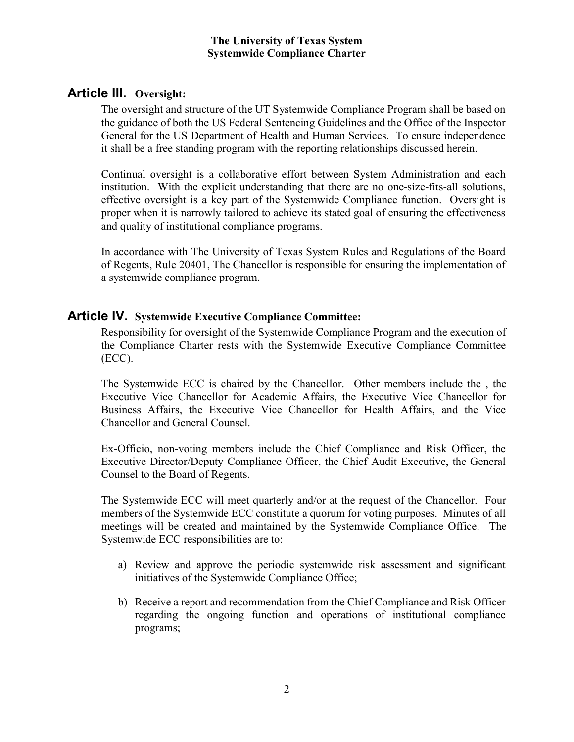## Article III. Oversight:

The oversight and structure of the UT Systemwide Compliance Program shall be based on the guidance of both the US Federal Sentencing Guidelines and the Office of the Inspector General for the US Department of Health and Human Services. To ensure independence it shall be a free standing program with the reporting relationships discussed herein.

Continual oversight is a collaborative effort between System Administration and each institution. With the explicit understanding that there are no one-size-fits-all solutions, effective oversight is a key part of the Systemwide Compliance function. Oversight is proper when it is narrowly tailored to achieve its stated goal of ensuring the effectiveness and quality of institutional compliance programs.

In accordance with The University of Texas System Rules and Regulations of the Board of Regents, Rule 20401, The Chancellor is responsible for ensuring the implementation of a systemwide compliance program.

## Article IV. Systemwide Executive Compliance Committee:

Responsibility for oversight of the Systemwide Compliance Program and the execution of the Compliance Charter rests with the Systemwide Executive Compliance Committee (ECC).

The Systemwide ECC is chaired by the Chancellor. Other members include the , the Executive Vice Chancellor for Academic Affairs, the Executive Vice Chancellor for Business Affairs, the Executive Vice Chancellor for Health Affairs, and the Vice Chancellor and General Counsel.

Ex-Officio, non-voting members include the Chief Compliance and Risk Officer, the Executive Director/Deputy Compliance Officer, the Chief Audit Executive, the General Counsel to the Board of Regents.

The Systemwide ECC will meet quarterly and/or at the request of the Chancellor. Four members of the Systemwide ECC constitute a quorum for voting purposes. Minutes of all meetings will be created and maintained by the Systemwide Compliance Office. The Systemwide ECC responsibilities are to:

a) Review and approve the periodic systemwide risk assessment and significant initiatives of the Systemwide Compliance Office;

b) Receive a report and recommendation from the Chief Compliance and Risk Officer regarding the ongoing function and operations of institutional compliance programs;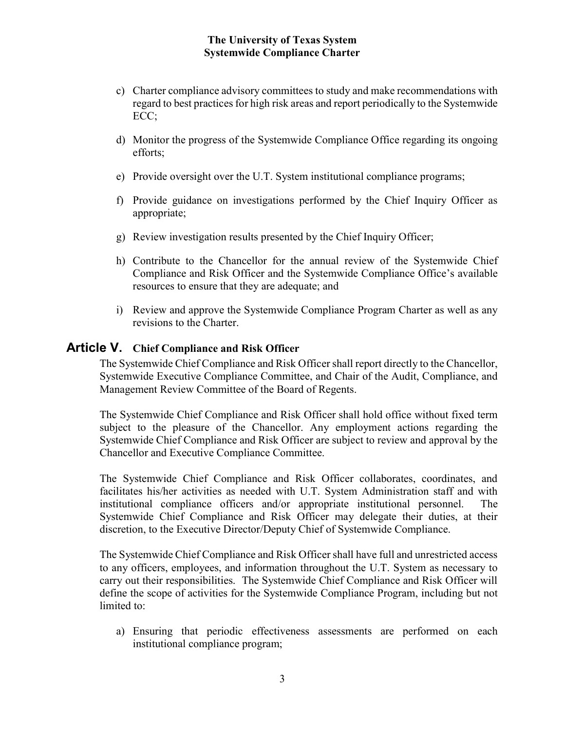c) Charter compliance advisory committees to study and make recommendations with regard to best practices for high risk areas and report periodically to the Systemwide ECC;

d) Monitor the progress of the Systemwide Compliance Office regarding its ongoing efforts;

e) Provide oversight over the U.T. System institutional compliance programs;

f) Provide guidance on investigations performed by the Chief Inquiry Officer as appropriate;

g) Review investigation results presented by the Chief Inquiry Officer;

h) Contribute to the Chancellor for the annual review of the Systemwide Chief Compliance and Risk Officer and the Systemwide Compliance Office's available resources to ensure that they are adequate; and

i) Review and approve the Systemwide Compliance Program Charter as well as any revisions to the Charter.

## Article V. Chief Compliance and Risk Officer

The Systemwide Chief Compliance and Risk Officer shall report directly to the Chancellor, Systemwide Executive Compliance Committee, and Chair of the Audit, Compliance, and Management Review Committee of the Board of Regents.

The Systemwide Chief Compliance and Risk Officer shall hold office without fixed term subject to the pleasure of the Chancellor. Any employment actions regarding the Systemwide Chief Compliance and Risk Officer are subject to review and approval by the Chancellor and Executive Compliance Committee.

The Systemwide Chief Compliance and Risk Officer collaborates, coordinates, and facilitates his/her activities as needed with U.T. System Administration staff and with institutional compliance officers and/or appropriate institutional personnel. The Systemwide Chief Compliance and Risk Officer may delegate their duties, at their discretion, to the Executive Director/Deputy Chief of Systemwide Compliance.

The Systemwide Chief Compliance and Risk Officer shall have full and unrestricted access to any officers, employees, and information throughout the U.T. System as necessary to carry out their responsibilities. The Systemwide Chief Compliance and Risk Officer will define the scope of activities for the Systemwide Compliance Program, including but not limited to:

a) Ensuring that periodic effectiveness assessments are performed on each institutional compliance program;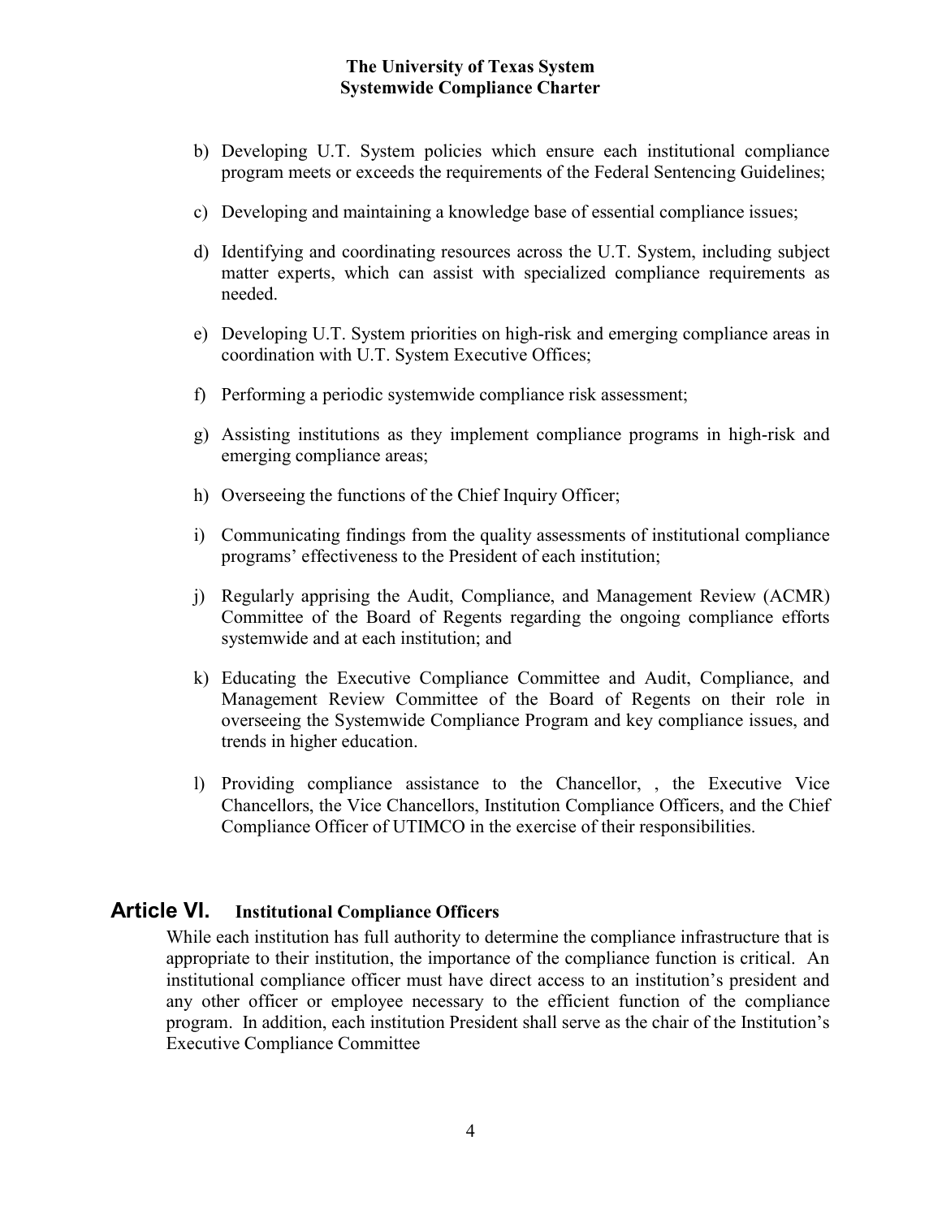b) Developing U.T. System policies which ensure each institutional compliance program meets or exceeds the requirements of the Federal Sentencing Guidelines;

c) Developing and maintaining a knowledge base of essential compliance issues;

d) Identifying and coordinating resources across the U.T. System, including subject matter experts, which can assist with specialized compliance requirements as needed.

e) Developing U.T. System priorities on high-risk and emerging compliance areas in coordination with U.T. System Executive Offices;

f) Performing a periodic systemwide compliance risk assessment;

g) Assisting institutions as they implement compliance programs in high-risk and emerging compliance areas;

h) Overseeing the functions of the Chief Inquiry Officer;

i) Communicating findings from the quality assessments of institutional compliance programs' effectiveness to the President of each institution;

j) Regularly apprising the Audit, Compliance, and Management Review (ACMR) Committee of the Board of Regents regarding the ongoing compliance efforts systemwide and at each institution; and

k) Educating the Executive Compliance Committee and Audit, Compliance, and Management Review Committee of the Board of Regents on their role in overseeing the Systemwide Compliance Program and key compliance issues, and trends in higher education.

l) Providing compliance assistance to the Chancellor, , the Executive Vice Chancellors, the Vice Chancellors, Institution Compliance Officers, and the Chief Compliance Officer of UTIMCO in the exercise of their responsibilities.

## Article VI. Institutional Compliance Officers

While each institution has full authority to determine the compliance infrastructure that is appropriate to their institution, the importance of the compliance function is critical. An institutional compliance officer must have direct access to an institution's president and any other officer or employee necessary to the efficient function of the compliance program. In addition, each institution President shall serve as the chair of the Institution's Executive Compliance Committee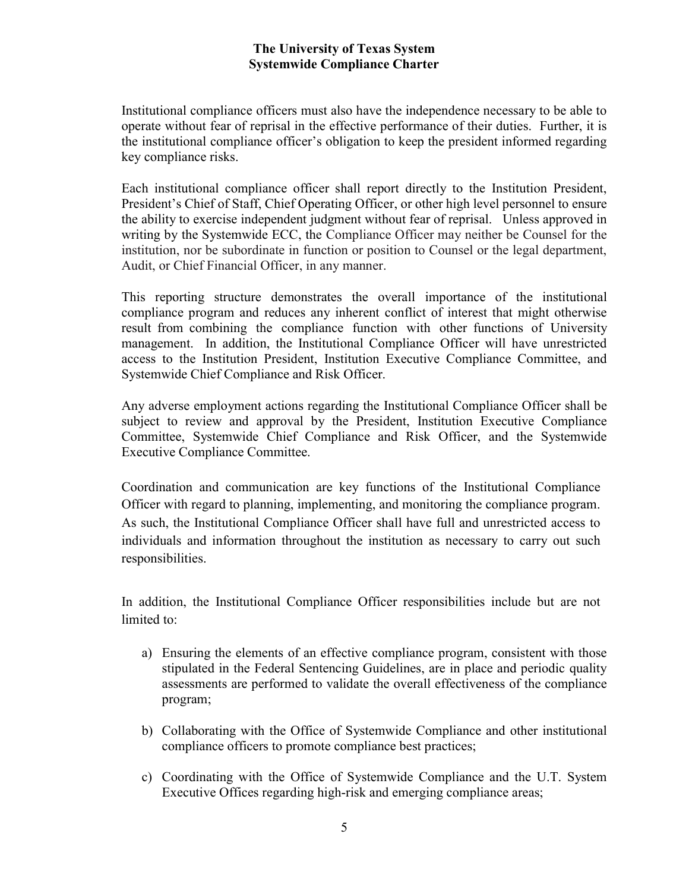Institutional compliance officers must also have the independence necessary to be able to operate without fear of reprisal in the effective performance of their duties. Further, it is the institutional compliance officer's obligation to keep the president informed regarding key compliance risks.

Each institutional compliance officer shall report directly to the Institution President, President's Chief of Staff, Chief Operating Officer, or other high level personnel to ensure the ability to exercise independent judgment without fear of reprisal. Unless approved in writing by the Systemwide ECC, the Compliance Officer may neither be Counsel for the institution, nor be subordinate in function or position to Counsel or the legal department, Audit, or Chief Financial Officer, in any manner.

This reporting structure demonstrates the overall importance of the institutional compliance program and reduces any inherent conflict of interest that might otherwise result from combining the compliance function with other functions of University management. In addition, the Institutional Compliance Officer will have unrestricted access to the Institution President, Institution Executive Compliance Committee, and Systemwide Chief Compliance and Risk Officer.

Any adverse employment actions regarding the Institutional Compliance Officer shall be subject to review and approval by the President, Institution Executive Compliance Committee, Systemwide Chief Compliance and Risk Officer, and the Systemwide Executive Compliance Committee.

Coordination and communication are key functions of the Institutional Compliance Officer with regard to planning, implementing, and monitoring the compliance program. As such, the Institutional Compliance Officer shall have full and unrestricted access to individuals and information throughout the institution as necessary to carry out such responsibilities.

In addition, the Institutional Compliance Officer responsibilities include but are not limited to:

a) Ensuring the elements of an effective compliance program, consistent with those stipulated in the Federal Sentencing Guidelines, are in place and periodic quality assessments are performed to validate the overall effectiveness of the compliance program;

b) Collaborating with the Office of Systemwide Compliance and other institutional compliance officers to promote compliance best practices;

c) Coordinating with the Office of Systemwide Compliance and the U.T. System Executive Offices regarding high-risk and emerging compliance areas;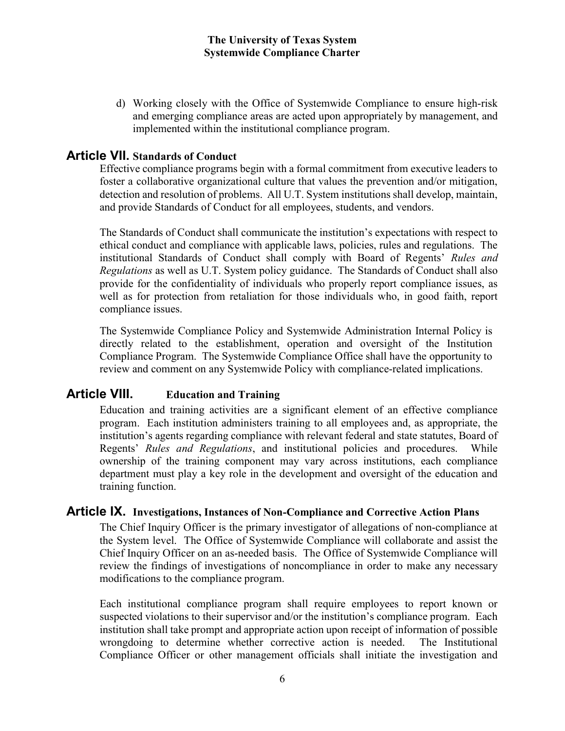d) Working closely with the Office of Systemwide Compliance to ensure high-risk and emerging compliance areas are acted upon appropriately by management, and implemented within the institutional compliance program.

## Article VII. Standards of Conduct

Effective compliance programs begin with a formal commitment from executive leaders to foster a collaborative organizational culture that values the prevention and/or mitigation, detection and resolution of problems. All U.T. System institutions shall develop, maintain, and provide Standards of Conduct for all employees, students, and vendors.

The Standards of Conduct shall communicate the institution's expectations with respect to ethical conduct and compliance with applicable laws, policies, rules and regulations. The institutional Standards of Conduct shall comply with Board of Regents' *Rules and Regulations* as well as U.T. System policy guidance. The Standards of Conduct shall also provide for the confidentiality of individuals who properly report compliance issues, as well as for protection from retaliation for those individuals who, in good faith, report compliance issues.

The Systemwide Compliance Policy and Systemwide Administration Internal Policy is directly related to the establishment, operation and oversight of the Institution Compliance Program. The Systemwide Compliance Office shall have the opportunity to review and comment on any Systemwide Policy with compliance-related implications.

## Article VIII. Education and Training

Education and training activities are a significant element of an effective compliance program. Each institution administers training to all employees and, as appropriate, the institution's agents regarding compliance with relevant federal and state statutes, Board of Regents' *Rules and Regulations*, and institutional policies and procedures. While ownership of the training component may vary across institutions, each compliance department must play a key role in the development and oversight of the education and training function.

## Article IX. Investigations, Instances of Non-Compliance and Corrective Action Plans

The Chief Inquiry Officer is the primary investigator of allegations of non-compliance at the System level. The Office of Systemwide Compliance will collaborate and assist the Chief Inquiry Officer on an as-needed basis. The Office of Systemwide Compliance will review the findings of investigations of noncompliance in order to make any necessary modifications to the compliance program.

Each institutional compliance program shall require employees to report known or suspected violations to their supervisor and/or the institution's compliance program. Each institution shall take prompt and appropriate action upon receipt of information of possible wrongdoing to determine whether corrective action is needed. The Institutional Compliance Officer or other management officials shall initiate the investigation and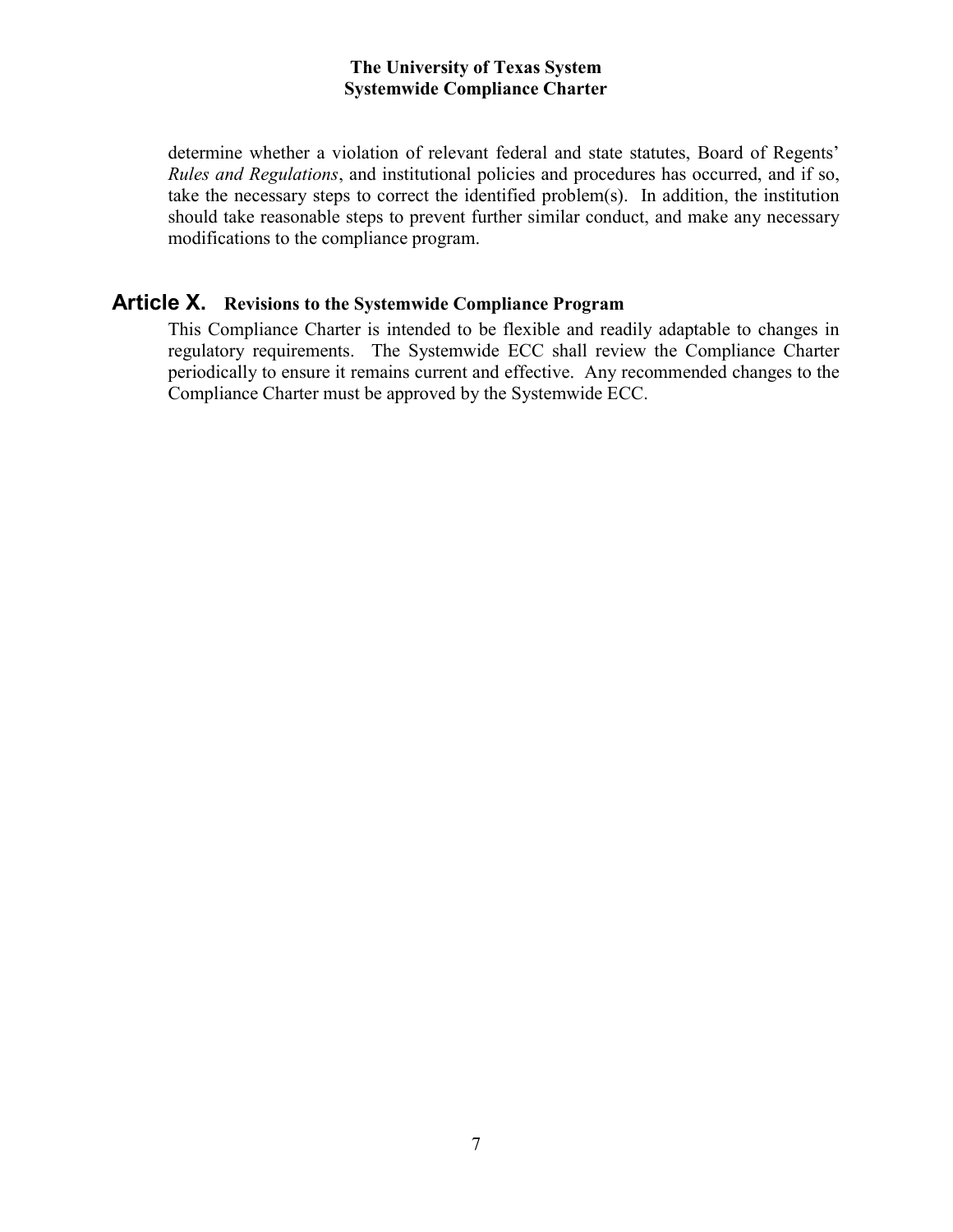determine whether a violation of relevant federal and state statutes, Board of Regents' *Rules and Regulations*, and institutional policies and procedures has occurred, and if so, take the necessary steps to correct the identified problem(s). In addition, the institution should take reasonable steps to prevent further similar conduct, and make any necessary modifications to the compliance program.

## Article X. Revisions to the Systemwide Compliance Program

This Compliance Charter is intended to be flexible and readily adaptable to changes in regulatory requirements. The Systemwide ECC shall review the Compliance Charter periodically to ensure it remains current and effective. Any recommended changes to the Compliance Charter must be approved by the Systemwide ECC.